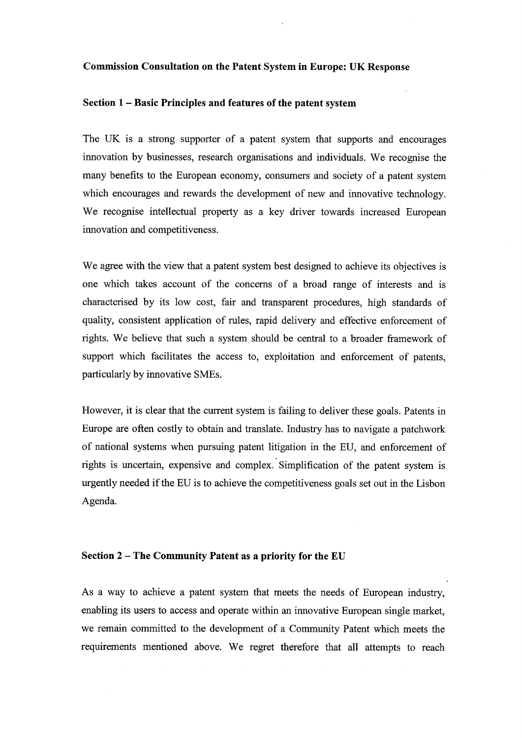**Commission Consultation on the Patent System in Europe: UK Response**

**Section 1 – Basic Principles and features of the patent system**

The UK is a strong supporter of a patent system that supports and encourages innovation by businesses, research organisations and individuals. We recognise the many benefits to the European economy, consumers and society of a patent system which encourages and rewards the development of new and innovative technology. We recognise intellectual property as a key driver towards increased European innovation and competitiveness.

We agree with the view that a patent system best designed to achieve its objectives is one which takes account of the concerns of a broad range of interests and is characterised by its low cost, fair and transparent procedures, high standards of quality, consistent application of rules, rapid delivery and effective enforcement of rights. We believe that such a system should be central to a broader framework of support which facilitates the access to, exploitation and enforcement of patents, particularly by innovative SMEs.

However, it is clear that the current system is failing to deliver these goals. Patents in Europe are often costly to obtain and translate. Industry has to navigate a patchwork of national systems when pursuing patent litigation in the EU, and enforcement of rights is uncertain, expensive and complex. Simplification of the patent system is urgently needed if the EU is to achieve the competitiveness goals set out in the Lisbon Agenda.

**Section 2 – The Community Patent as a priority for the EU**

As a way to achieve a patent system that meets the needs of European industry, enabling its users to access and operate within an innovative European single market, we remain committed to the development of a Community Patent which meets the requirements mentioned above. We regret therefore that all attempts to reach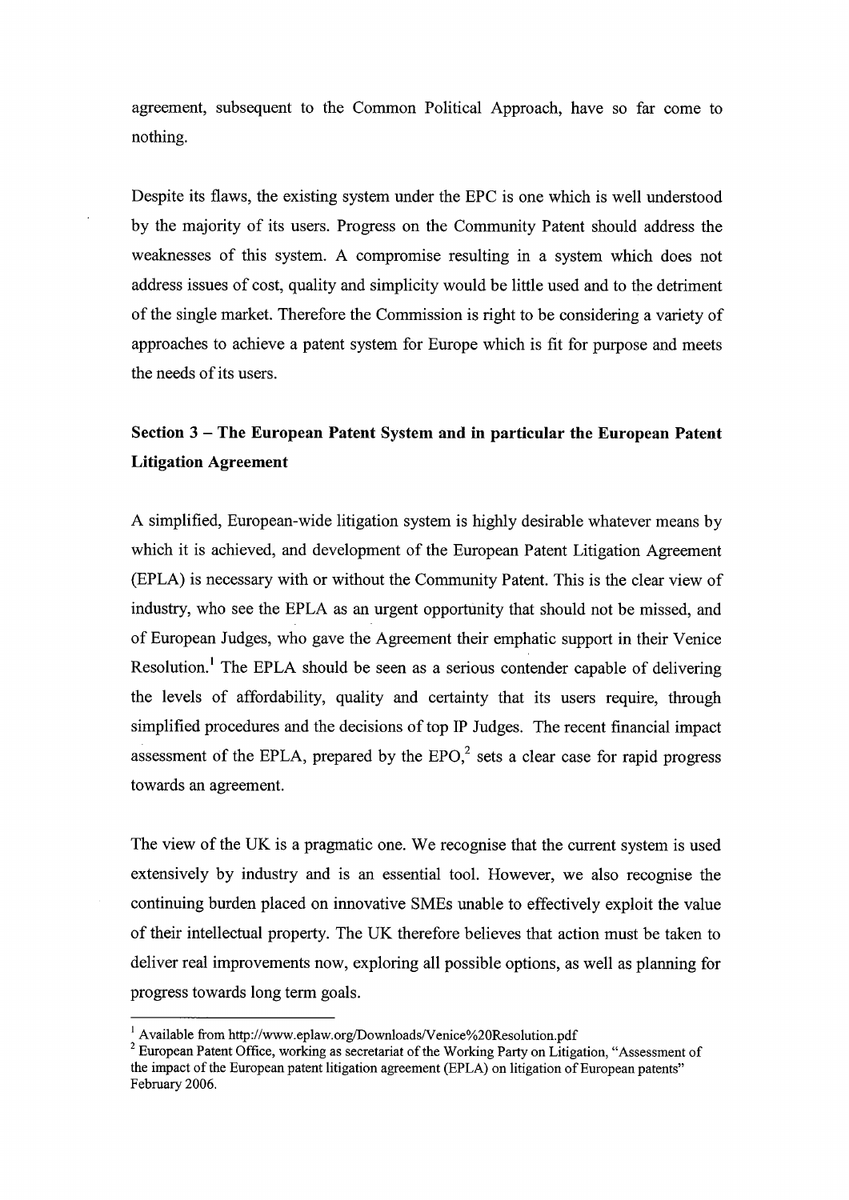agreement, subsequent to the Common Political Approach, have so far come to nothing.

Despite its flaws, the existing system under the EPC is one which is well understood by the majority of its users. Progress on the Community Patent should address the weaknesses of this system. A compromise resulting in a system which does not address issues of cost, quality and simplicity would be little used and to the detriment of the single market. Therefore the Commission is right to be considering a variety of approaches to achieve a patent system for Europe which is fit for purpose and meets the needs of its users.

## Section 3 – The European Patent System and in particular the European Patent Litigation Agreement

A simplified, European-wide litigation system is highly desirable whatever means by which it is achieved, and development of the European Patent Litigation Agreement (EPLA) is necessary with or without the Community Patent. This is the clear view of industry, who see the EPLA as an urgent opportunity that should not be missed, and of European Judges, who gave the Agreement their emphatic support in their Venice Resolution.[1] The EPLA should be seen as a serious contender capable of delivering the levels of affordability, quality and certainty that its users require, through simplified procedures and the decisions of top IP Judges. The recent financial impact assessment of the EPLA, prepared by the EPO,[2] sets a clear case for rapid progress towards an agreement.

The view of the UK is a pragmatic one. We recognise that the current system is used extensively by industry and is an essential tool. However, we also recognise the continuing burden placed on innovative SMEs unable to effectively exploit the value of their intellectual property. The UK therefore believes that action must be taken to deliver real improvements now, exploring all possible options, as well as planning for progress towards long term goals.

---

[1] Available from http://www.eplaw.org/Downloads/Venice%20Resolution.pdf

[2] European Patent Office, working as secretariat of the Working Party on Litigation, "Assessment of the impact of the European patent litigation agreement (EPLA) on litigation of European patents" February 2006.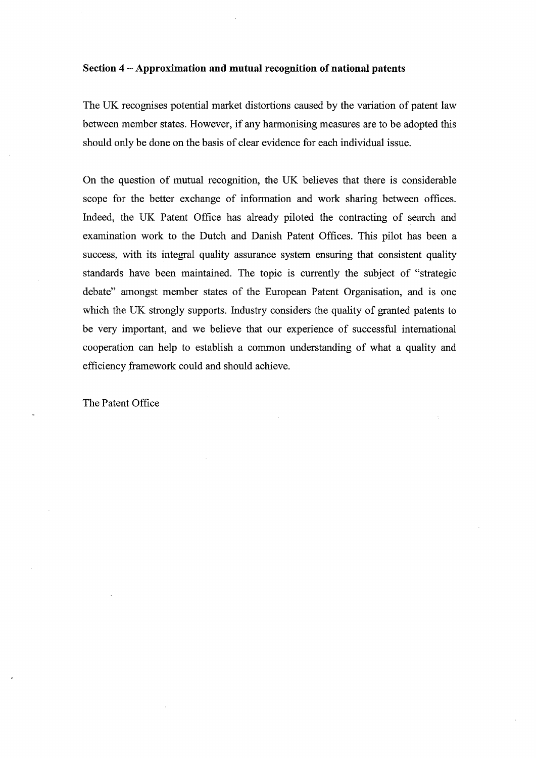**Section 4 – Approximation and mutual recognition of national patents**

The UK recognises potential market distortions caused by the variation of patent law between member states. However, if any harmonising measures are to be adopted this should only be done on the basis of clear evidence for each individual issue.

On the question of mutual recognition, the UK believes that there is considerable scope for the better exchange of information and work sharing between offices. Indeed, the UK Patent Office has already piloted the contracting of search and examination work to the Dutch and Danish Patent Offices. This pilot has been a success, with its integral quality assurance system ensuring that consistent quality standards have been maintained. The topic is currently the subject of "strategic debate" amongst member states of the European Patent Organisation, and is one which the UK strongly supports. Industry considers the quality of granted patents to be very important, and we believe that our experience of successful international cooperation can help to establish a common understanding of what a quality and efficiency framework could and should achieve.

The Patent Office